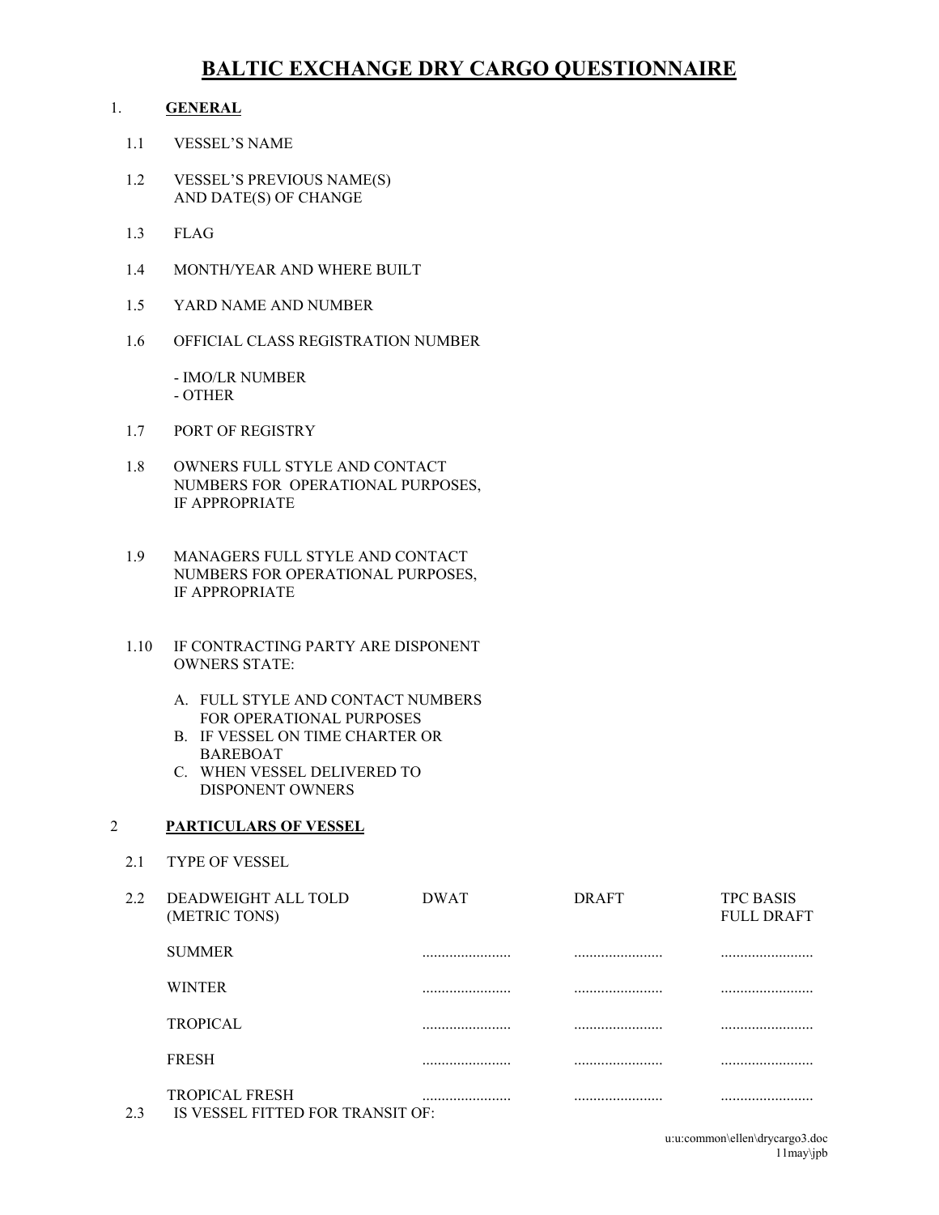# BALTIC EXCHANGE DRY CARGO QUESTIONNAIRE

## 1. GENERAL

1.1 VESSEL'S NAME

1.2 VESSEL'S PREVIOUS NAME(S) AND DATE(S) OF CHANGE

1.3 FLAG

1.4 MONTH/YEAR AND WHERE BUILT

1.5 YARD NAME AND NUMBER

1.6 OFFICIAL CLASS REGISTRATION NUMBER

- IMO/LR NUMBER
- OTHER

1.7 PORT OF REGISTRY

1.8 OWNERS FULL STYLE AND CONTACT NUMBERS FOR OPERATIONAL PURPOSES, IF APPROPRIATE

1.9 MANAGERS FULL STYLE AND CONTACT NUMBERS FOR OPERATIONAL PURPOSES, IF APPROPRIATE

1.10 IF CONTRACTING PARTY ARE DISPONENT OWNERS STATE:

A. FULL STYLE AND CONTACT NUMBERS FOR OPERATIONAL PURPOSES
B. IF VESSEL ON TIME CHARTER OR BAREBOAT
C. WHEN VESSEL DELIVERED TO DISPONENT OWNERS

## 2 PARTICULARS OF VESSEL

2.1 TYPE OF VESSEL

2.2

| DEADWEIGHT ALL TOLD (METRIC TONS) | DWAT | DRAFT | TPC BASIS FULL DRAFT |
|---|---|---|---|
| SUMMER | ....................... | ....................... | ........................ |
| WINTER | ....................... | ....................... | ........................ |
| TROPICAL | ....................... | ....................... | ........................ |
| FRESH | ....................... | ....................... | ........................ |
| TROPICAL FRESH | ....................... | ....................... | ........................ |

2.3 IS VESSEL FITTED FOR TRANSIT OF: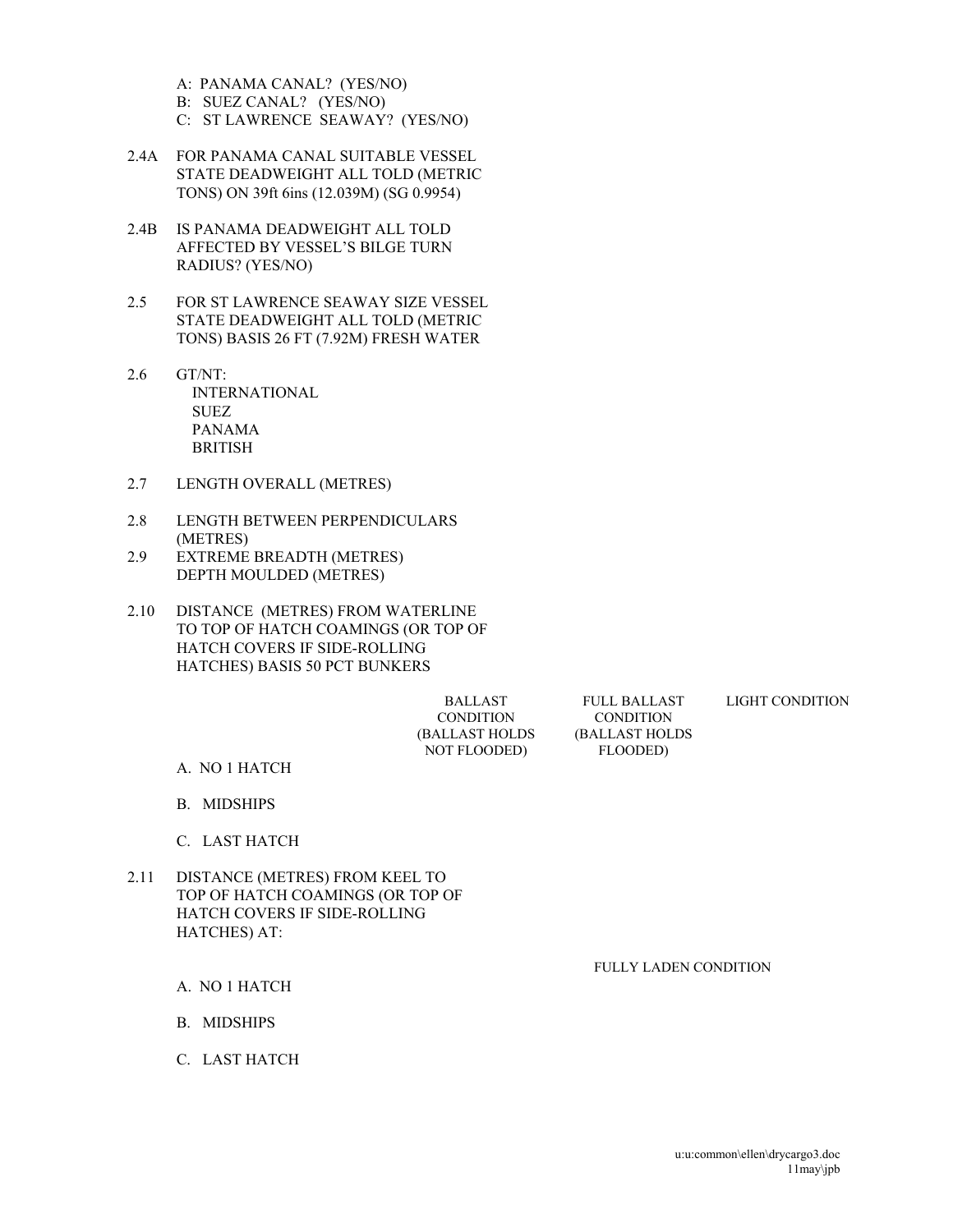A: PANAMA CANAL? (YES/NO)
B: SUEZ CANAL? (YES/NO)
C: ST LAWRENCE SEAWAY? (YES/NO)

2.4A FOR PANAMA CANAL SUITABLE VESSEL STATE DEADWEIGHT ALL TOLD (METRIC TONS) ON 39ft 6ins (12.039M) (SG 0.9954)

2.4B IS PANAMA DEADWEIGHT ALL TOLD AFFECTED BY VESSEL'S BILGE TURN RADIUS? (YES/NO)

2.5 FOR ST LAWRENCE SEAWAY SIZE VESSEL STATE DEADWEIGHT ALL TOLD (METRIC TONS) BASIS 26 FT (7.92M) FRESH WATER

2.6 GT/NT:
INTERNATIONAL
SUEZ
PANAMA
BRITISH

2.7 LENGTH OVERALL (METRES)

2.8 LENGTH BETWEEN PERPENDICULARS (METRES)

2.9 EXTREME BREADTH (METRES)
DEPTH MOULDED (METRES)

2.10 DISTANCE (METRES) FROM WATERLINE TO TOP OF HATCH COAMINGS (OR TOP OF HATCH COVERS IF SIDE-ROLLING HATCHES) BASIS 50 PCT BUNKERS

| | BALLAST CONDITION (BALLAST HOLDS NOT FLOODED) | FULL BALLAST CONDITION (BALLAST HOLDS FLOODED) | LIGHT CONDITION |
|---|---|---|---|
| A. NO 1 HATCH | | | |
| B. MIDSHIPS | | | |
| C. LAST HATCH | | | |

2.11 DISTANCE (METRES) FROM KEEL TO TOP OF HATCH COAMINGS (OR TOP OF HATCH COVERS IF SIDE-ROLLING HATCHES) AT:

| | FULLY LADEN CONDITION |
|---|---|
| A. NO 1 HATCH | |
| B. MIDSHIPS | |
| C. LAST HATCH | |

u:u:common\ellen\drycargo3.doc
11may\jpb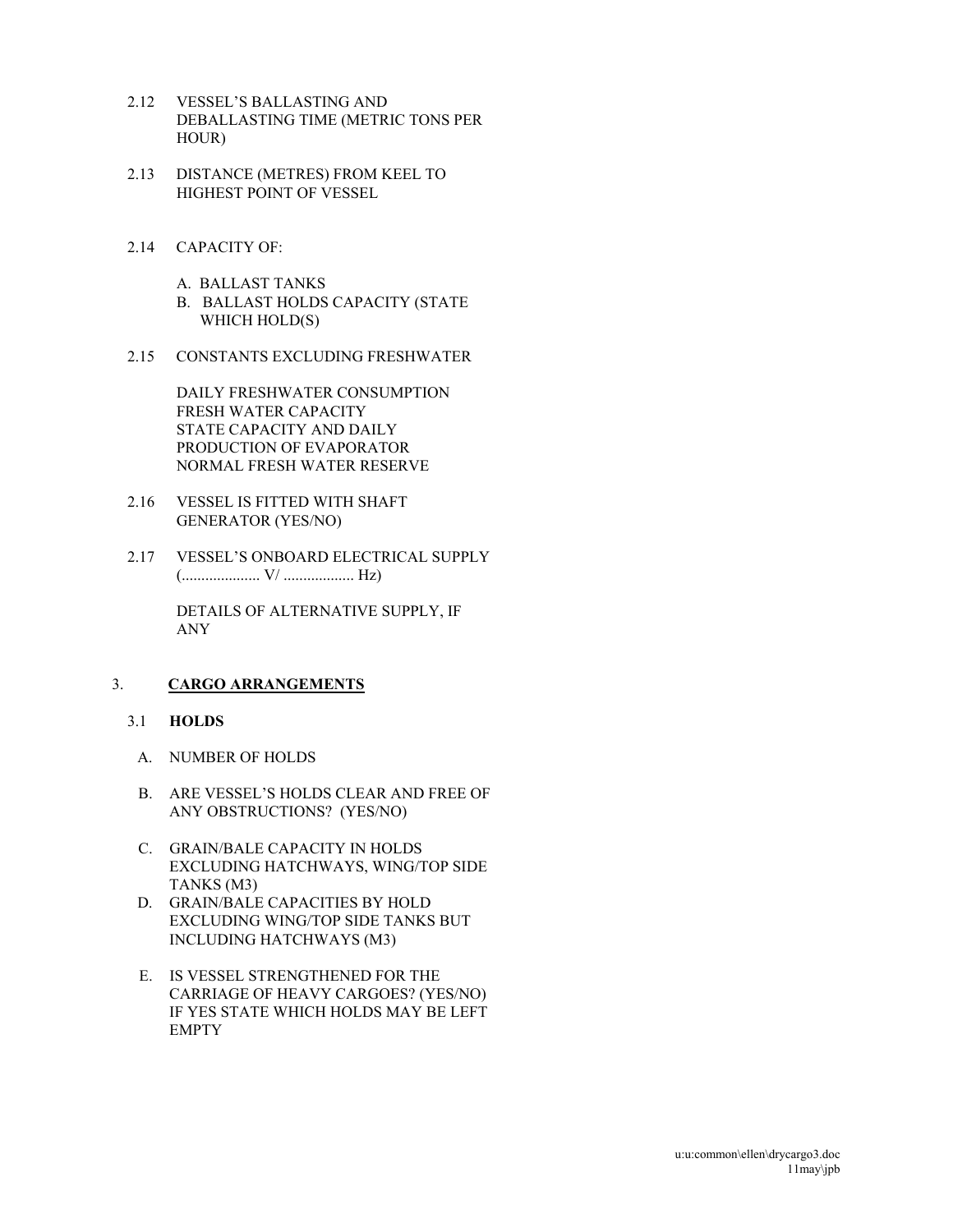2.12 VESSEL'S BALLASTING AND DEBALLASTING TIME (METRIC TONS PER HOUR)

2.13 DISTANCE (METRES) FROM KEEL TO HIGHEST POINT OF VESSEL

2.14 CAPACITY OF:

A. BALLAST TANKS
B. BALLAST HOLDS CAPACITY (STATE WHICH HOLD(S)

2.15 CONSTANTS EXCLUDING FRESHWATER

DAILY FRESHWATER CONSUMPTION
FRESH WATER CAPACITY
STATE CAPACITY AND DAILY PRODUCTION OF EVAPORATOR
NORMAL FRESH WATER RESERVE

2.16 VESSEL IS FITTED WITH SHAFT GENERATOR (YES/NO)

2.17 VESSEL'S ONBOARD ELECTRICAL SUPPLY (.................... V/ .................. Hz)

DETAILS OF ALTERNATIVE SUPPLY, IF ANY

## 3. CARGO ARRANGEMENTS

### 3.1 HOLDS

A. NUMBER OF HOLDS

B. ARE VESSEL'S HOLDS CLEAR AND FREE OF ANY OBSTRUCTIONS? (YES/NO)

C. GRAIN/BALE CAPACITY IN HOLDS EXCLUDING HATCHWAYS, WING/TOP SIDE TANKS (M3)

D. GRAIN/BALE CAPACITIES BY HOLD EXCLUDING WING/TOP SIDE TANKS BUT INCLUDING HATCHWAYS (M3)

E. IS VESSEL STRENGTHENED FOR THE CARRIAGE OF HEAVY CARGOES? (YES/NO) IF YES STATE WHICH HOLDS MAY BE LEFT EMPTY

u:u:common\ellen\drycargo3.doc
11may\jpb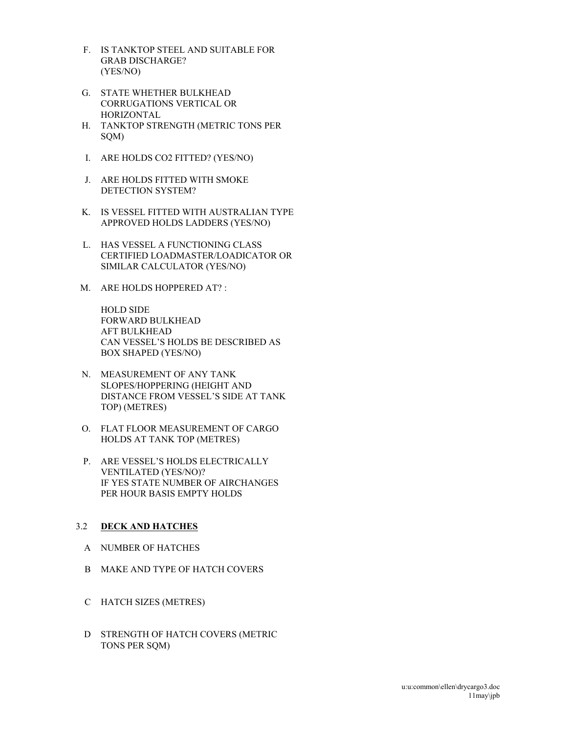F. IS TANKTOP STEEL AND SUITABLE FOR GRAB DISCHARGE? (YES/NO)

G. STATE WHETHER BULKHEAD CORRUGATIONS VERTICAL OR HORIZONTAL

H. TANKTOP STRENGTH (METRIC TONS PER SQM)

I. ARE HOLDS $CO_2$ FITTED? (YES/NO)

J. ARE HOLDS FITTED WITH SMOKE DETECTION SYSTEM?

K. IS VESSEL FITTED WITH AUSTRALIAN TYPE APPROVED HOLDS LADDERS (YES/NO)

L. HAS VESSEL A FUNCTIONING CLASS CERTIFIED LOADMASTER/LOADICATOR OR SIMILAR CALCULATOR (YES/NO)

M. ARE HOLDS HOPPERED AT? :

   HOLD SIDE
   FORWARD BULKHEAD
   AFT BULKHEAD
   CAN VESSEL'S HOLDS BE DESCRIBED AS BOX SHAPED (YES/NO)

N. MEASUREMENT OF ANY TANK SLOPES/HOPPERING (HEIGHT AND DISTANCE FROM VESSEL'S SIDE AT TANK TOP) (METRES)

O. FLAT FLOOR MEASUREMENT OF CARGO HOLDS AT TANK TOP (METRES)

P. ARE VESSEL'S HOLDS ELECTRICALLY VENTILATED (YES/NO)?
   IF YES STATE NUMBER OF AIRCHANGES PER HOUR BASIS EMPTY HOLDS

## 3.2 **DECK AND HATCHES**

A NUMBER OF HATCHES

B MAKE AND TYPE OF HATCH COVERS

C HATCH SIZES (METRES)

D STRENGTH OF HATCH COVERS (METRIC TONS PER SQM)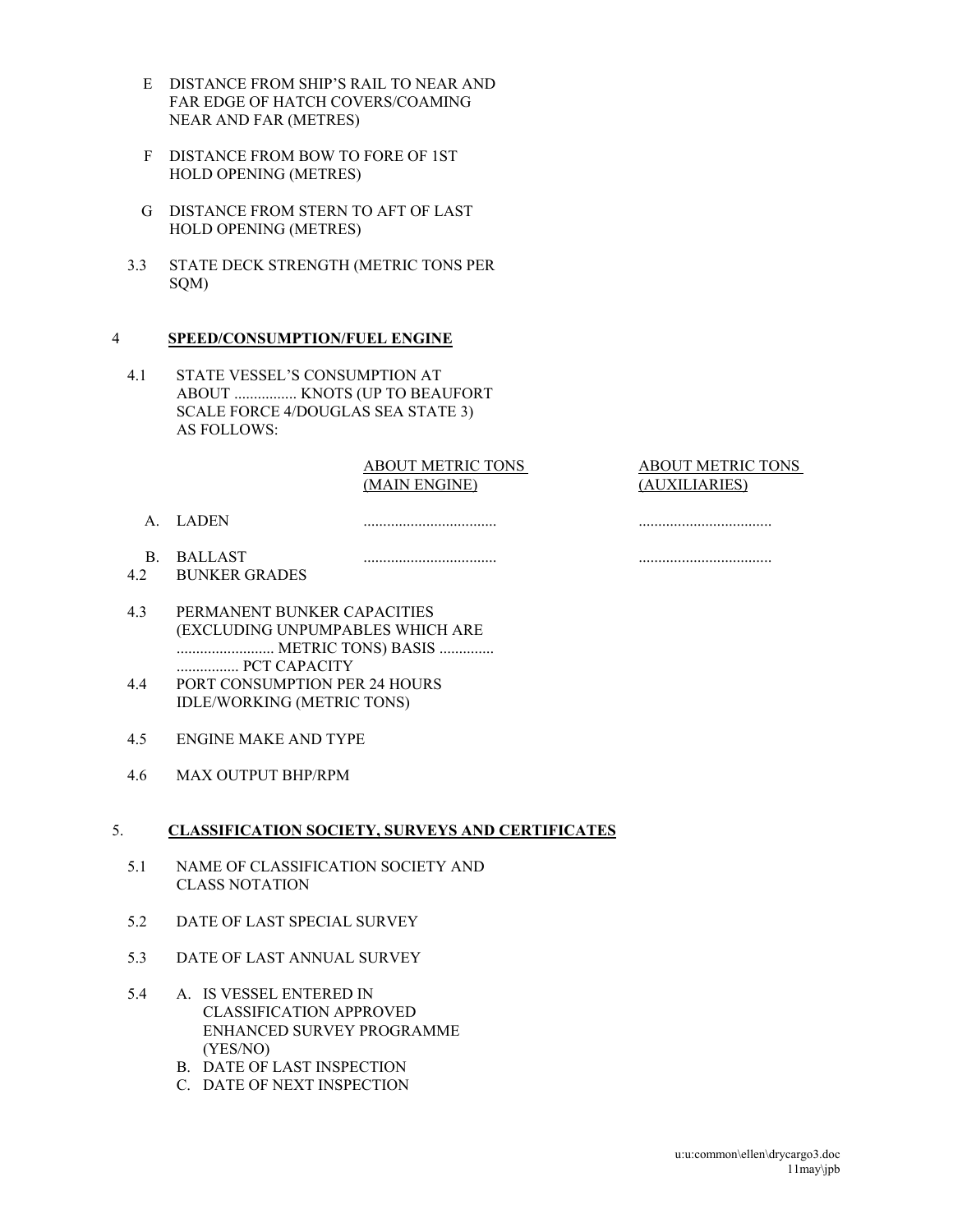E DISTANCE FROM SHIP'S RAIL TO NEAR AND FAR EDGE OF HATCH COVERS/COAMING NEAR AND FAR (METRES)

F DISTANCE FROM BOW TO FORE OF 1ST HOLD OPENING (METRES)

G DISTANCE FROM STERN TO AFT OF LAST HOLD OPENING (METRES)

3.3 STATE DECK STRENGTH (METRIC TONS PER SQM)

## 4 **SPEED/CONSUMPTION/FUEL ENGINE**

4.1 STATE VESSEL'S CONSUMPTION AT ABOUT ................ KNOTS (UP TO BEAUFORT SCALE FORCE 4/DOUGLAS SEA STATE 3) AS FOLLOWS:

| | ABOUT METRIC TONS (MAIN ENGINE) | ABOUT METRIC TONS (AUXILIARIES) |
|---|---|---|
| A. LADEN | .................................. | .................................. |
| B. BALLAST | .................................. | .................................. |

4.2 BUNKER GRADES

4.3 PERMANENT BUNKER CAPACITIES (EXCLUDING UNPUMPABLES WHICH ARE ......................... METRIC TONS) BASIS .............. ................ PCT CAPACITY

4.4 PORT CONSUMPTION PER 24 HOURS IDLE/WORKING (METRIC TONS)

4.5 ENGINE MAKE AND TYPE

4.6 MAX OUTPUT BHP/RPM

## 5. **CLASSIFICATION SOCIETY, SURVEYS AND CERTIFICATES**

5.1 NAME OF CLASSIFICATION SOCIETY AND CLASS NOTATION

5.2 DATE OF LAST SPECIAL SURVEY

5.3 DATE OF LAST ANNUAL SURVEY

5.4 A. IS VESSEL ENTERED IN CLASSIFICATION APPROVED ENHANCED SURVEY PROGRAMME (YES/NO)
B. DATE OF LAST INSPECTION
C. DATE OF NEXT INSPECTION

u:u:common\ellen\drycargo3.doc
11may\jpb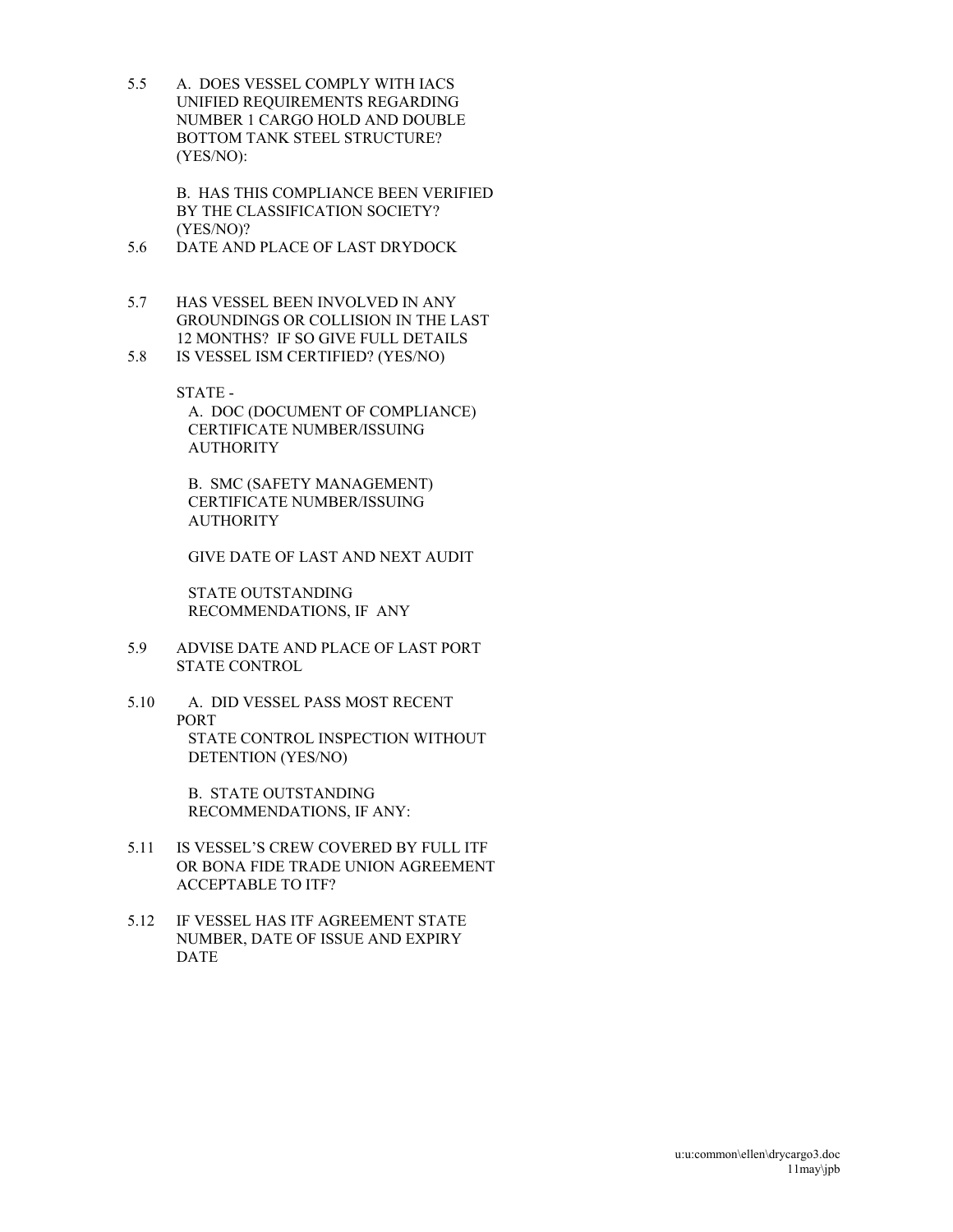5.5 A. DOES VESSEL COMPLY WITH IACS UNIFIED REQUIREMENTS REGARDING NUMBER 1 CARGO HOLD AND DOUBLE BOTTOM TANK STEEL STRUCTURE? (YES/NO):

B. HAS THIS COMPLIANCE BEEN VERIFIED BY THE CLASSIFICATION SOCIETY? (YES/NO)?

5.6 DATE AND PLACE OF LAST DRYDOCK

5.7 HAS VESSEL BEEN INVOLVED IN ANY GROUNDINGS OR COLLISION IN THE LAST 12 MONTHS? IF SO GIVE FULL DETAILS

5.8 IS VESSEL ISM CERTIFIED? (YES/NO)

STATE -

A. DOC (DOCUMENT OF COMPLIANCE) CERTIFICATE NUMBER/ISSUING AUTHORITY

B. SMC (SAFETY MANAGEMENT) CERTIFICATE NUMBER/ISSUING AUTHORITY

GIVE DATE OF LAST AND NEXT AUDIT

STATE OUTSTANDING RECOMMENDATIONS, IF ANY

5.9 ADVISE DATE AND PLACE OF LAST PORT STATE CONTROL

5.10 A. DID VESSEL PASS MOST RECENT PORT STATE CONTROL INSPECTION WITHOUT DETENTION (YES/NO)

B. STATE OUTSTANDING RECOMMENDATIONS, IF ANY:

5.11 IS VESSEL'S CREW COVERED BY FULL ITF OR BONA FIDE TRADE UNION AGREEMENT ACCEPTABLE TO ITF?

5.12 IF VESSEL HAS ITF AGREEMENT STATE NUMBER, DATE OF ISSUE AND EXPIRY DATE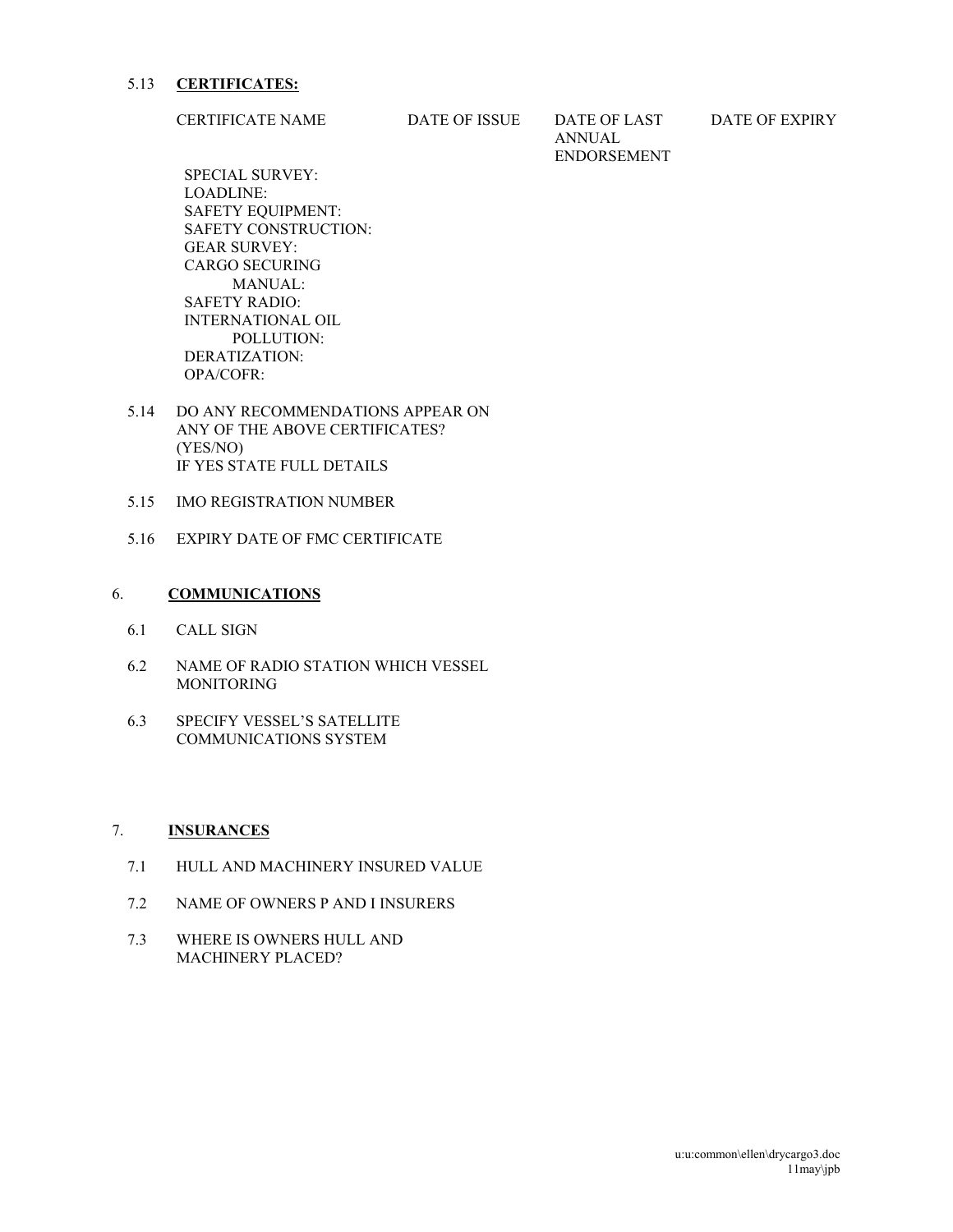5.13 **CERTIFICATES:**

| CERTIFICATE NAME | DATE OF ISSUE | DATE OF LAST ANNUAL ENDORSEMENT | DATE OF EXPIRY |
| --- | --- | --- | --- |
| SPECIAL SURVEY: | | | |
| LOADLINE: | | | |
| SAFETY EQUIPMENT: | | | |
| SAFETY CONSTRUCTION: | | | |
| GEAR SURVEY: | | | |
| CARGO SECURING MANUAL: | | | |
| SAFETY RADIO: | | | |
| INTERNATIONAL OIL POLLUTION: | | | |
| DERATIZATION: | | | |
| OPA/COFR: | | | |

5.14 DO ANY RECOMMENDATIONS APPEAR ON ANY OF THE ABOVE CERTIFICATES? (YES/NO)
IF YES STATE FULL DETAILS

5.15 IMO REGISTRATION NUMBER

5.16 EXPIRY DATE OF FMC CERTIFICATE

## 6. COMMUNICATIONS

6.1 CALL SIGN

6.2 NAME OF RADIO STATION WHICH VESSEL MONITORING

6.3 SPECIFY VESSEL'S SATELLITE COMMUNICATIONS SYSTEM

## 7. INSURANCES

7.1 HULL AND MACHINERY INSURED VALUE

7.2 NAME OF OWNERS P AND I INSURERS

7.3 WHERE IS OWNERS HULL AND MACHINERY PLACED?

u:u:common\ellen\drycargo3.doc
11may\jpb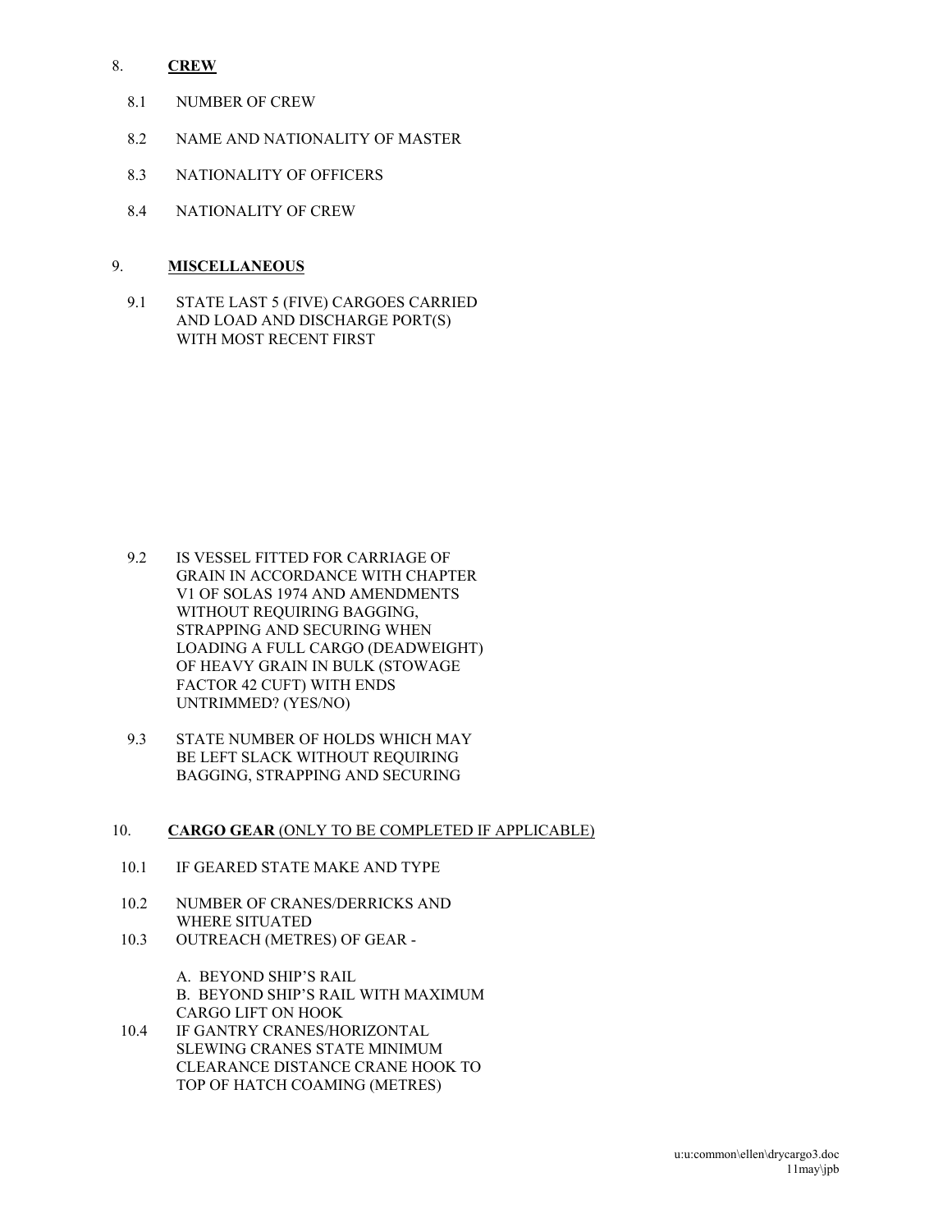8. **CRERW**

8. <u>**CREW**</u>

8.1 NUMBER OF CREW

8.2 NAME AND NATIONALITY OF MASTER

8.3 NATIONALITY OF OFFICERS

8.4 NATIONALITY OF CREW

9. <u>**MISCELLANEOUS**</u>

9.1 STATE LAST 5 (FIVE) CARGOES CARRIED AND LOAD AND DISCHARGE PORT(S) WITH MOST RECENT FIRST

9.2 IS VESSEL FITTED FOR CARRIAGE OF GRAIN IN ACCORDANCE WITH CHAPTER V1 OF SOLAS 1974 AND AMENDMENTS WITHOUT REQUIRING BAGGING, STRAPPING AND SECURING WHEN LOADING A FULL CARGO (DEADWEIGHT) OF HEAVY GRAIN IN BULK (STOWAGE FACTOR 42 CUFT) WITH ENDS UNTRIMMED? (YES/NO)

9.3 STATE NUMBER OF HOLDS WHICH MAY BE LEFT SLACK WITHOUT REQUIRING BAGGING, STRAPPING AND SECURING

10. <u>**CARGO GEAR** (ONLY TO BE COMPLETED IF APPLICABLE)</u>

10.1 IF GEARED STATE MAKE AND TYPE

10.2 NUMBER OF CRANES/DERRICKS AND WHERE SITUATED

10.3 OUTREACH (METRES) OF GEAR -

A. BEYOND SHIP'S RAIL

B. BEYOND SHIP'S RAIL WITH MAXIMUM CARGO LIFT ON HOOK

10.4 IF GANTRY CRANES/HORIZONTAL SLEWING CRANES STATE MINIMUM CLEARANCE DISTANCE CRANE HOOK TO TOP OF HATCH COAMING (METRES)

u:u:common\ellen\drycargo3.doc
11may\jpb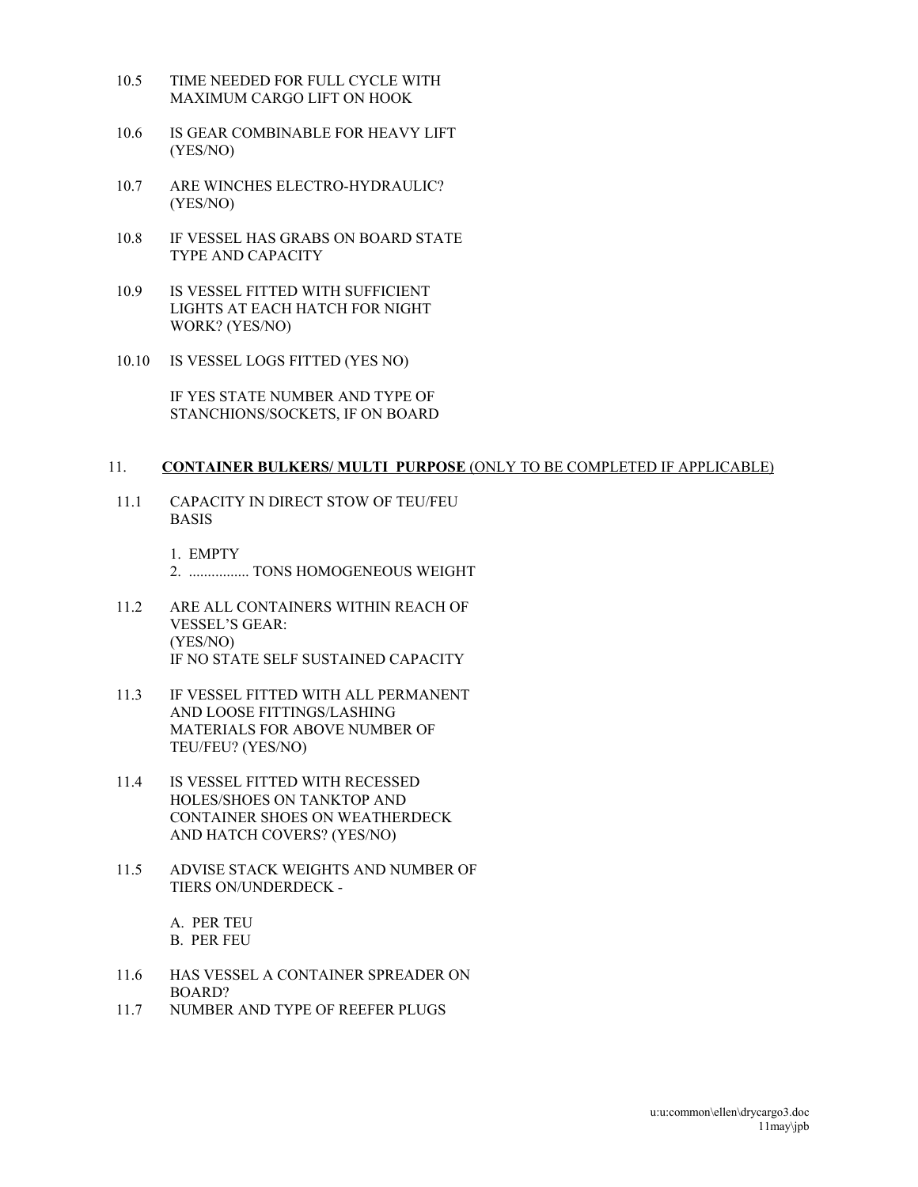10.5 TIME NEEDED FOR FULL CYCLE WITH MAXIMUM CARGO LIFT ON HOOK

10.6 IS GEAR COMBINABLE FOR HEAVY LIFT (YES/NO)

10.7 ARE WINCHES ELECTRO-HYDRAULIC? (YES/NO)

10.8 IF VESSEL HAS GRABS ON BOARD STATE TYPE AND CAPACITY

10.9 IS VESSEL FITTED WITH SUFFICIENT LIGHTS AT EACH HATCH FOR NIGHT WORK? (YES/NO)

10.10 IS VESSEL LOGS FITTED (YES NO)

IF YES STATE NUMBER AND TYPE OF STANCHIONS/SOCKETS, IF ON BOARD

## 11. **CONTAINER BULKERS/ MULTI PURPOSE** (ONLY TO BE COMPLETED IF APPLICABLE)

11.1 CAPACITY IN DIRECT STOW OF TEU/FEU BASIS

1. EMPTY
2. ................ TONS HOMOGENEOUS WEIGHT

11.2 ARE ALL CONTAINERS WITHIN REACH OF VESSEL'S GEAR: (YES/NO) IF NO STATE SELF SUSTAINED CAPACITY

11.3 IF VESSEL FITTED WITH ALL PERMANENT AND LOOSE FITTINGS/LASHING MATERIALS FOR ABOVE NUMBER OF TEU/FEU? (YES/NO)

11.4 IS VESSEL FITTED WITH RECESSED HOLES/SHOES ON TANKTOP AND CONTAINER SHOES ON WEATHERDECK AND HATCH COVERS? (YES/NO)

11.5 ADVISE STACK WEIGHTS AND NUMBER OF TIERS ON/UNDERDECK -

A. PER TEU
B. PER FEU

11.6 HAS VESSEL A CONTAINER SPREADER ON BOARD?

11.7 NUMBER AND TYPE OF REEFER PLUGS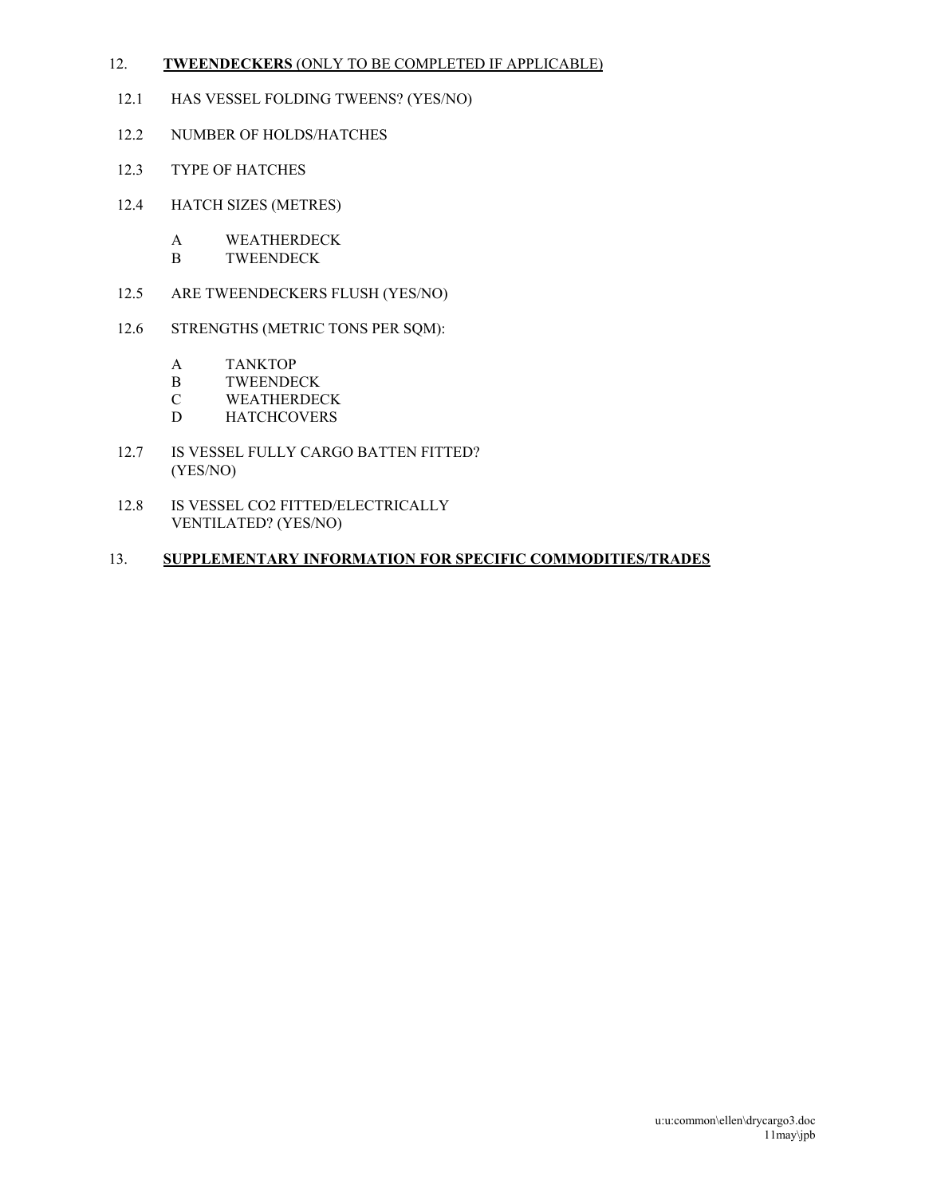12. **TWEENDECKERS** (ONLY TO BE COMPLETED IF APPLICABLE)

12.1 HAS VESSEL FOLDING TWEENS? (YES/NO)

12.2 NUMBER OF HOLDS/HATCHES

12.3 TYPE OF HATCHES

12.4 HATCH SIZES (METRES)

A WEATHERDECK
B TWEENDECK

12.5 ARE TWEENDECKERS FLUSH (YES/NO)

12.6 STRENGTHS (METRIC TONS PER SQM):

A TANKTOP
B TWEENDECK
C WEATHERDECK
D HATCHCOVERS

12.7 IS VESSEL FULLY CARGO BATTEN FITTED? (YES/NO)

12.8 IS VESSEL CO2 FITTED/ELECTRICALLY VENTILATED? (YES/NO)

13. **SUPPLEMENTARY INFORMATION FOR SPECIFIC COMMODITIES/TRADES**

u:u:common\ellen\drycargo3.doc
11may\jpb